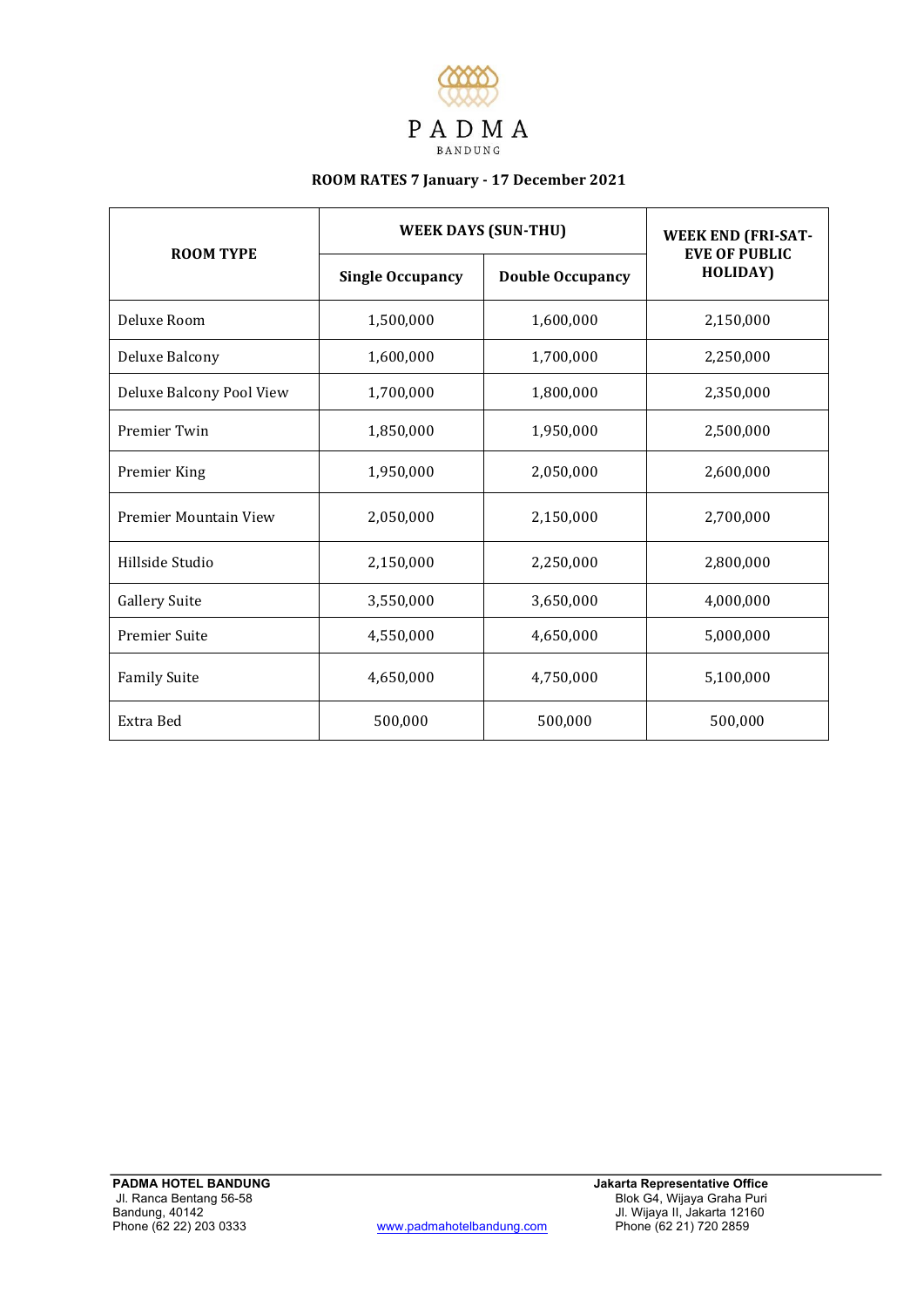# PADMA

BANDUNG

## ROOM RATES 7 January - 17 December 2021

| ROOM TYPE | WEEK DAYS (SUN-THU) | | WEEK END (FRI-SAT-EVE OF PUBLIC HOLIDAY) |
|---|---|---|---|
| | Single Occupancy | Double Occupancy | |
| Deluxe Room | 1,500,000 | 1,600,000 | 2,150,000 |
| Deluxe Balcony | 1,600,000 | 1,700,000 | 2,250,000 |
| Deluxe Balcony Pool View | 1,700,000 | 1,800,000 | 2,350,000 |
| Premier Twin | 1,850,000 | 1,950,000 | 2,500,000 |
| Premier King | 1,950,000 | 2,050,000 | 2,600,000 |
| Premier Mountain View | 2,050,000 | 2,150,000 | 2,700,000 |
| Hillside Studio | 2,150,000 | 2,250,000 | 2,800,000 |
| Gallery Suite | 3,550,000 | 3,650,000 | 4,000,000 |
| Premier Suite | 4,550,000 | 4,650,000 | 5,000,000 |
| Family Suite | 4,650,000 | 4,750,000 | 5,100,000 |
| Extra Bed | 500,000 | 500,000 | 500,000 |

**PADMA HOTEL BANDUNG**
Jl. Ranca Bentang 56-58
Bandung, 40142
Phone (62 22) 203 0333

www.padmahotelbandung.com

**Jakarta Representative Office**
Blok G4, Wijaya Graha Puri
Jl. Wijaya II, Jakarta 12160
Phone (62 21) 720 2859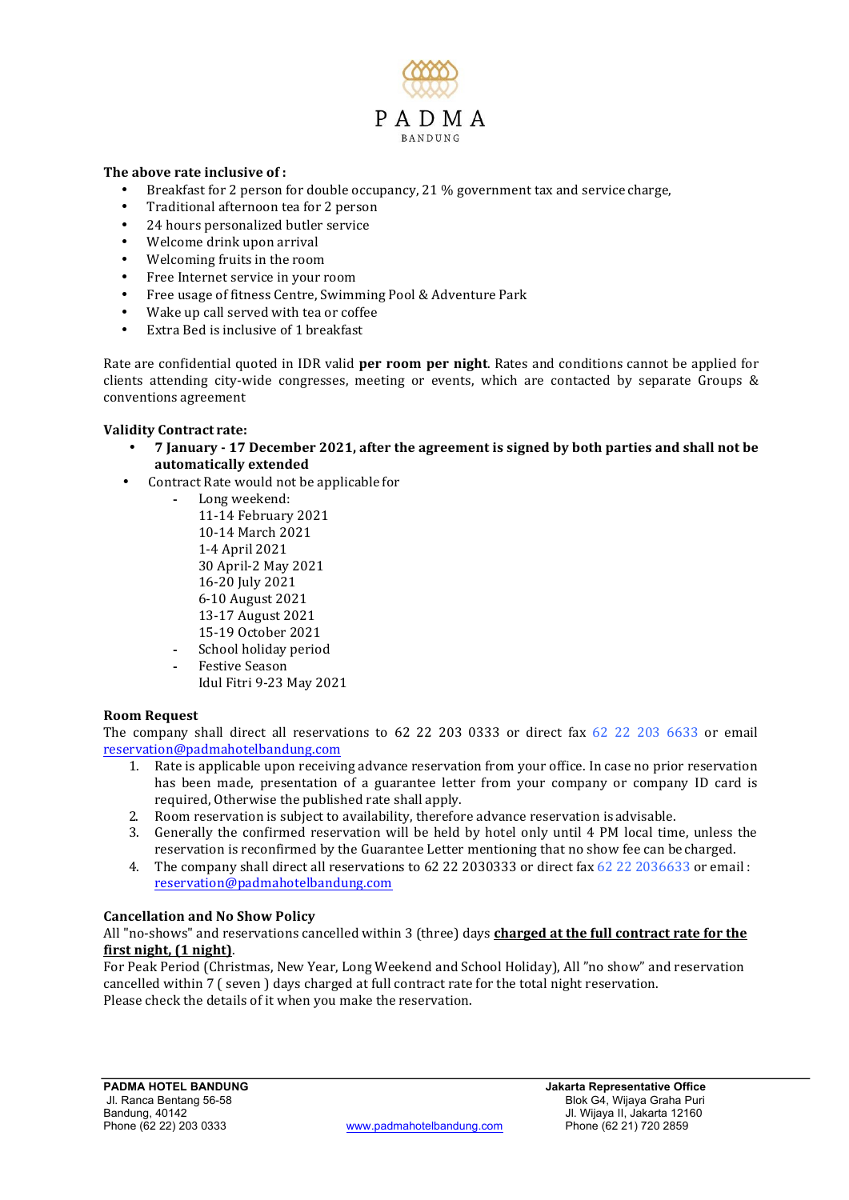PADMA
BANDUNG

**The above rate inclusive of :**

- Breakfast for 2 person for double occupancy, 21 % government tax and service charge,
- Traditional afternoon tea for 2 person
- 24 hours personalized butler service
- Welcome drink upon arrival
- Welcoming fruits in the room
- Free Internet service in your room
- Free usage of fitness Centre, Swimming Pool & Adventure Park
- Wake up call served with tea or coffee
- Extra Bed is inclusive of 1 breakfast

Rate are confidential quoted in IDR valid **per room per night**. Rates and conditions cannot be applied for clients attending city-wide congresses, meeting or events, which are contacted by separate Groups & conventions agreement

**Validity Contract rate:**

- **7 January - 17 December 2021, after the agreement is signed by both parties and shall not be automatically extended**
- Contract Rate would not be applicable for
    - Long weekend:
      11-14 February 2021
      10-14 March 2021
      1-4 April 2021
      30 April-2 May 2021
      16-20 July 2021
      6-10 August 2021
      13-17 August 2021
      15-19 October 2021
    - School holiday period
    - Festive Season
      Idul Fitri 9-23 May 2021

**Room Request**
The company shall direct all reservations to 62 22 203 0333 or direct fax 62 22 203 6633 or email reservation@padmahotelbandung.com

1. Rate is applicable upon receiving advance reservation from your office. In case no prior reservation has been made, presentation of a guarantee letter from your company or company ID card is required, Otherwise the published rate shall apply.
2. Room reservation is subject to availability, therefore advance reservation is advisable.
3. Generally the confirmed reservation will be held by hotel only until 4 PM local time, unless the reservation is reconfirmed by the Guarantee Letter mentioning that no show fee can be charged.
4. The company shall direct all reservations to 62 22 2030333 or direct fax 62 22 2036633 or email : reservation@padmahotelbandung.com

**Cancellation and No Show Policy**
All "no-shows" and reservations cancelled within 3 (three) days **charged at the full contract rate for the first night, (1 night)**.
For Peak Period (Christmas, New Year, Long Weekend and School Holiday), All "no show" and reservation cancelled within 7 ( seven ) days charged at full contract rate for the total night reservation.
Please check the details of it when you make the reservation.

**PADMA HOTEL BANDUNG**
Jl. Ranca Bentang 56-58
Bandung, 40142
Phone (62 22) 203 0333

www.padmahotelbandung.com

**Jakarta Representative Office**
Blok G4, Wijaya Graha Puri
Jl. Wijaya II, Jakarta 12160
Phone (62 21) 720 2859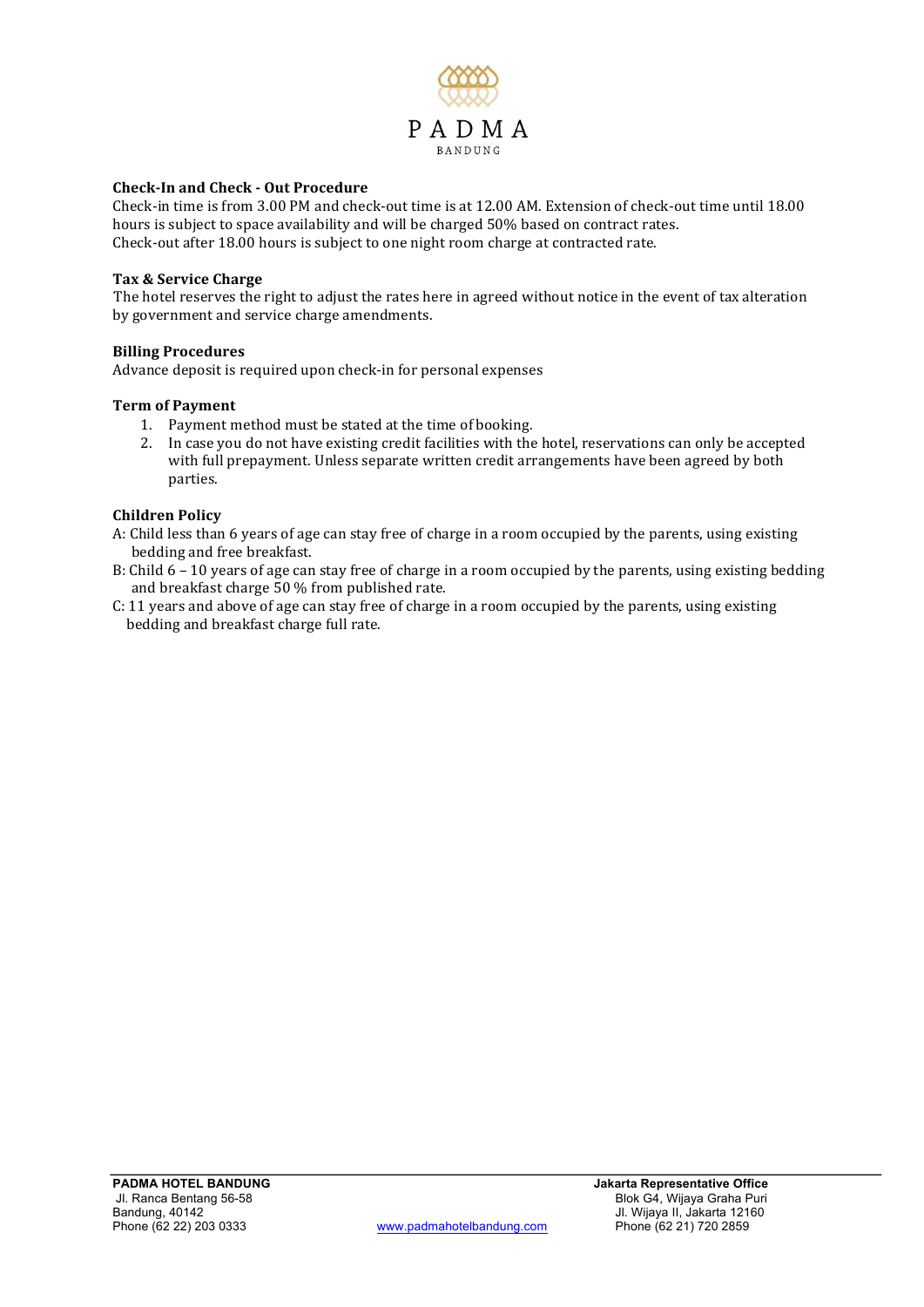PADMA

BANDUNG

**Check-In and Check - Out Procedure**

Check-in time is from 3.00 PM and check-out time is at 12.00 AM. Extension of check-out time until 18.00 hours is subject to space availability and will be charged 50% based on contract rates.
Check-out after 18.00 hours is subject to one night room charge at contracted rate.

**Tax & Service Charge**

The hotel reserves the right to adjust the rates here in agreed without notice in the event of tax alteration by government and service charge amendments.

**Billing Procedures**

Advance deposit is required upon check-in for personal expenses

**Term of Payment**

1. Payment method must be stated at the time of booking.
2. In case you do not have existing credit facilities with the hotel, reservations can only be accepted with full prepayment. Unless separate written credit arrangements have been agreed by both parties.

**Children Policy**

A: Child less than 6 years of age can stay free of charge in a room occupied by the parents, using existing bedding and free breakfast.

B: Child 6 – 10 years of age can stay free of charge in a room occupied by the parents, using existing bedding and breakfast charge 50 % from published rate.

C: 11 years and above of age can stay free of charge in a room occupied by the parents, using existing bedding and breakfast charge full rate.

**PADMA HOTEL BANDUNG**
Jl. Ranca Bentang 56-58
Bandung, 40142
Phone (62 22) 203 0333

www.padmahotelbandung.com

**Jakarta Representative Office**
Blok G4, Wijaya Graha Puri
Jl. Wijaya II, Jakarta 12160
Phone (62 21) 720 2859